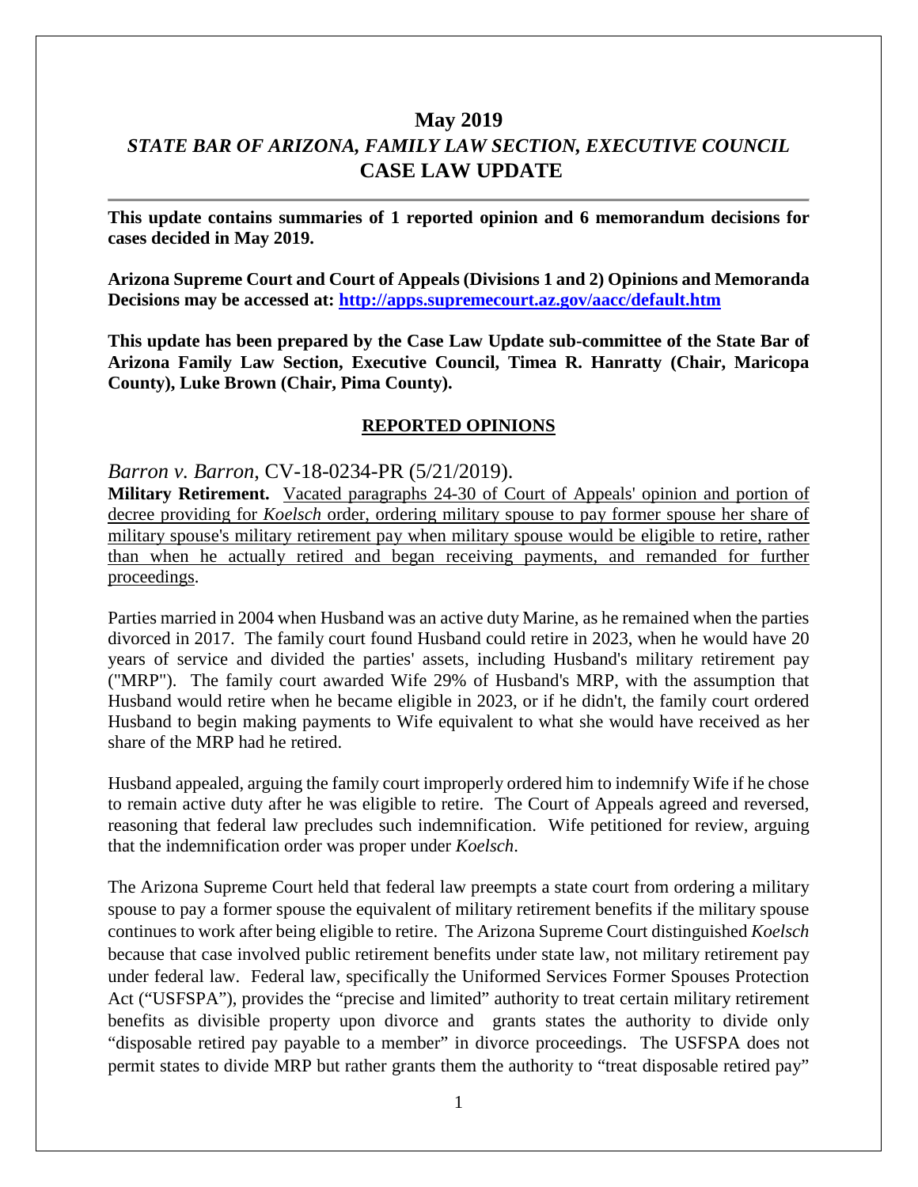# May 2019

## *STATE BAR OF ARIZONA, FAMILY LAW SECTION, EXECUTIVE COUNCIL*

## CASE LAW UPDATE

---

**This update contains summaries of 1 reported opinion and 6 memorandum decisions for cases decided in May 2019.**

**Arizona Supreme Court and Court of Appeals (Divisions 1 and 2) Opinions and Memoranda Decisions may be accessed at: [http://apps.supremecourt.az.gov/aacc/default.htm](http://apps.supremecourt.az.gov/aacc/default.htm)**

**This update has been prepared by the Case Law Update sub-committee of the State Bar of Arizona Family Law Section, Executive Council, Timea R. Hanratty (Chair, Maricopa County), Luke Brown (Chair, Pima County).**

### REPORTED OPINIONS

*Barron v. Barron*, CV-18-0234-PR (5/21/2019).

**Military Retirement.** Vacated paragraphs 24-30 of Court of Appeals' opinion and portion of decree providing for *Koelsch* order, ordering military spouse to pay former spouse her share of military spouse's military retirement pay when military spouse would be eligible to retire, rather than when he actually retired and began receiving payments, and remanded for further proceedings.

Parties married in 2004 when Husband was an active duty Marine, as he remained when the parties divorced in 2017. The family court found Husband could retire in 2023, when he would have 20 years of service and divided the parties' assets, including Husband's military retirement pay ("MRP"). The family court awarded Wife 29% of Husband's MRP, with the assumption that Husband would retire when he became eligible in 2023, or if he didn't, the family court ordered Husband to begin making payments to Wife equivalent to what she would have received as her share of the MRP had he retired.

Husband appealed, arguing the family court improperly ordered him to indemnify Wife if he chose to remain active duty after he was eligible to retire. The Court of Appeals agreed and reversed, reasoning that federal law precludes such indemnification. Wife petitioned for review, arguing that the indemnification order was proper under *Koelsch*.

The Arizona Supreme Court held that federal law preempts a state court from ordering a military spouse to pay a former spouse the equivalent of military retirement benefits if the military spouse continues to work after being eligible to retire. The Arizona Supreme Court distinguished *Koelsch* because that case involved public retirement benefits under state law, not military retirement pay under federal law. Federal law, specifically the Uniformed Services Former Spouses Protection Act ("USFSPA"), provides the "precise and limited" authority to treat certain military retirement benefits as divisible property upon divorce and grants states the authority to divide only "disposable retired pay payable to a member" in divorce proceedings. The USFSPA does not permit states to divide MRP but rather grants them the authority to "treat disposable retired pay"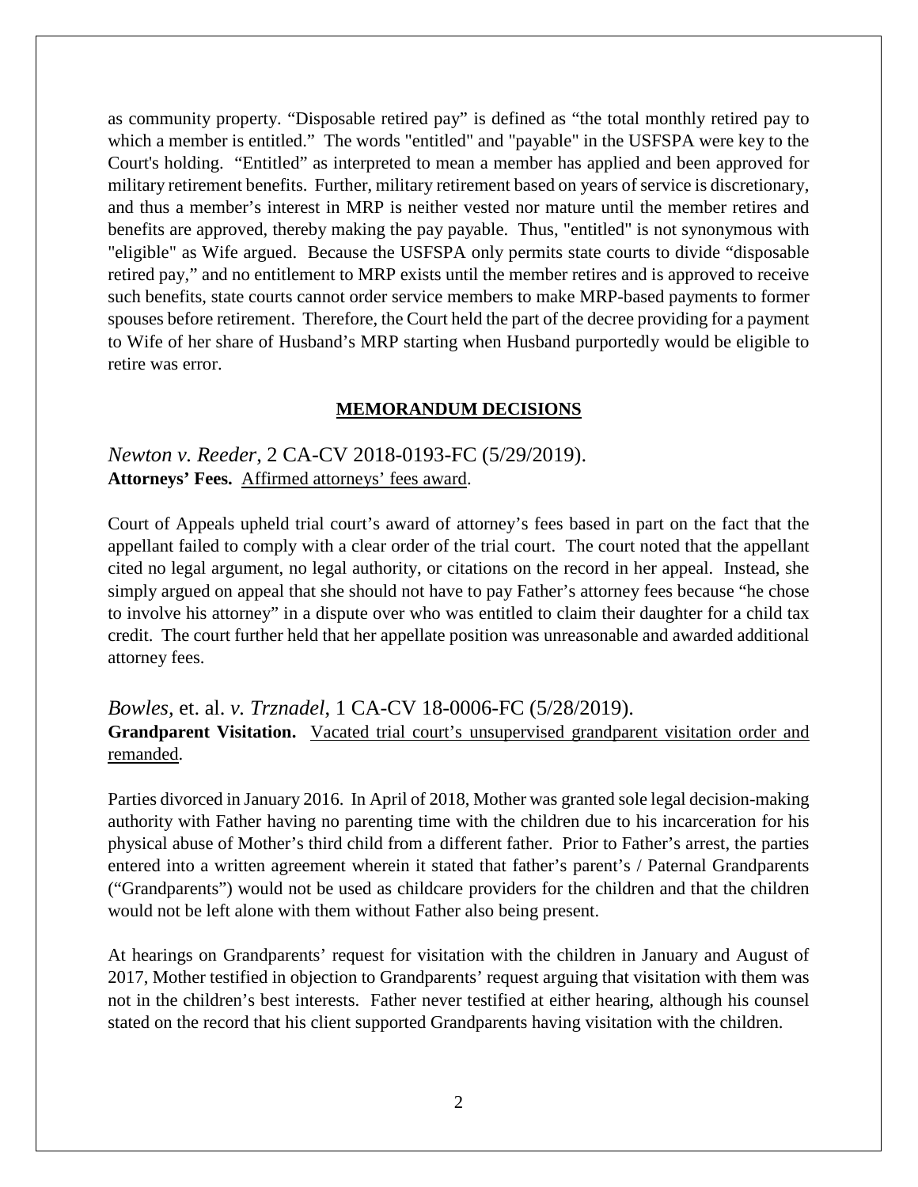as community property. "Disposable retired pay" is defined as "the total monthly retired pay to which a member is entitled." The words "entitled" and "payable" in the USFSPA were key to the Court's holding. "Entitled" as interpreted to mean a member has applied and been approved for military retirement benefits. Further, military retirement based on years of service is discretionary, and thus a member's interest in MRP is neither vested nor mature until the member retires and benefits are approved, thereby making the pay payable. Thus, "entitled" is not synonymous with "eligible" as Wife argued. Because the USFSPA only permits state courts to divide "disposable retired pay," and no entitlement to MRP exists until the member retires and is approved to receive such benefits, state courts cannot order service members to make MRP-based payments to former spouses before retirement. Therefore, the Court held the part of the decree providing for a payment to Wife of her share of Husband's MRP starting when Husband purportedly would be eligible to retire was error.

## MEMORANDUM DECISIONS

### *Newton v. Reeder*, 2 CA-CV 2018-0193-FC (5/29/2019).

**Attorneys' Fees.** Affirmed attorneys' fees award.

Court of Appeals upheld trial court's award of attorney's fees based in part on the fact that the appellant failed to comply with a clear order of the trial court. The court noted that the appellant cited no legal argument, no legal authority, or citations on the record in her appeal. Instead, she simply argued on appeal that she should not have to pay Father's attorney fees because "he chose to involve his attorney" in a dispute over who was entitled to claim their daughter for a child tax credit. The court further held that her appellate position was unreasonable and awarded additional attorney fees.

### *Bowles*, et. al. *v. Trznadel*, 1 CA-CV 18-0006-FC (5/28/2019).

**Grandparent Visitation.** Vacated trial court's unsupervised grandparent visitation order and remanded.

Parties divorced in January 2016. In April of 2018, Mother was granted sole legal decision-making authority with Father having no parenting time with the children due to his incarceration for his physical abuse of Mother's third child from a different father. Prior to Father's arrest, the parties entered into a written agreement wherein it stated that father's parent's / Paternal Grandparents ("Grandparents") would not be used as childcare providers for the children and that the children would not be left alone with them without Father also being present.

At hearings on Grandparents' request for visitation with the children in January and August of 2017, Mother testified in objection to Grandparents' request arguing that visitation with them was not in the children's best interests. Father never testified at either hearing, although his counsel stated on the record that his client supported Grandparents having visitation with the children.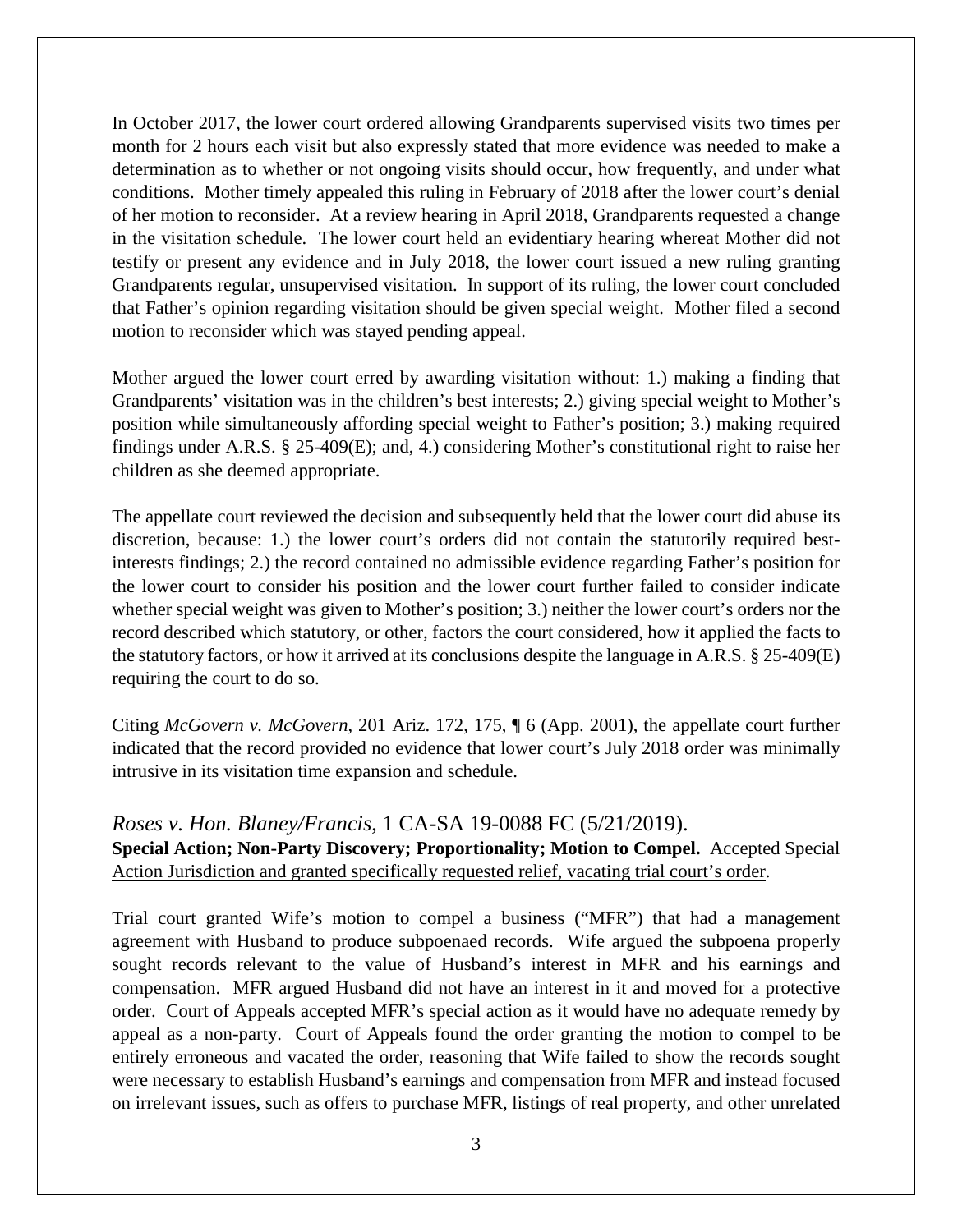In October 2017, the lower court ordered allowing Grandparents supervised visits two times per month for 2 hours each visit but also expressly stated that more evidence was needed to make a determination as to whether or not ongoing visits should occur, how frequently, and under what conditions. Mother timely appealed this ruling in February of 2018 after the lower court's denial of her motion to reconsider. At a review hearing in April 2018, Grandparents requested a change in the visitation schedule. The lower court held an evidentiary hearing whereat Mother did not testify or present any evidence and in July 2018, the lower court issued a new ruling granting Grandparents regular, unsupervised visitation. In support of its ruling, the lower court concluded that Father's opinion regarding visitation should be given special weight. Mother filed a second motion to reconsider which was stayed pending appeal.

Mother argued the lower court erred by awarding visitation without: 1.) making a finding that Grandparents' visitation was in the children's best interests; 2.) giving special weight to Mother's position while simultaneously affording special weight to Father's position; 3.) making required findings under A.R.S. § 25-409(E); and, 4.) considering Mother's constitutional right to raise her children as she deemed appropriate.

The appellate court reviewed the decision and subsequently held that the lower court did abuse its discretion, because: 1.) the lower court's orders did not contain the statutorily required best-interests findings; 2.) the record contained no admissible evidence regarding Father's position for the lower court to consider his position and the lower court further failed to consider indicate whether special weight was given to Mother's position; 3.) neither the lower court's orders nor the record described which statutory, or other, factors the court considered, how it applied the facts to the statutory factors, or how it arrived at its conclusions despite the language in A.R.S. § 25-409(E) requiring the court to do so.

Citing *McGovern v. McGovern*, 201 Ariz. 172, 175, ¶ 6 (App. 2001), the appellate court further indicated that the record provided no evidence that lower court's July 2018 order was minimally intrusive in its visitation time expansion and schedule.

### *Roses v. Hon. Blaney/Francis*, 1 CA-SA 19-0088 FC (5/21/2019).

**Special Action; Non-Party Discovery; Proportionality; Motion to Compel.** <u>Accepted Special Action Jurisdiction and granted specifically requested relief, vacating trial court's order</u>.

Trial court granted Wife's motion to compel a business ("MFR") that had a management agreement with Husband to produce subpoenaed records. Wife argued the subpoena properly sought records relevant to the value of Husband's interest in MFR and his earnings and compensation. MFR argued Husband did not have an interest in it and moved for a protective order. Court of Appeals accepted MFR's special action as it would have no adequate remedy by appeal as a non-party. Court of Appeals found the order granting the motion to compel to be entirely erroneous and vacated the order, reasoning that Wife failed to show the records sought were necessary to establish Husband's earnings and compensation from MFR and instead focused on irrelevant issues, such as offers to purchase MFR, listings of real property, and other unrelated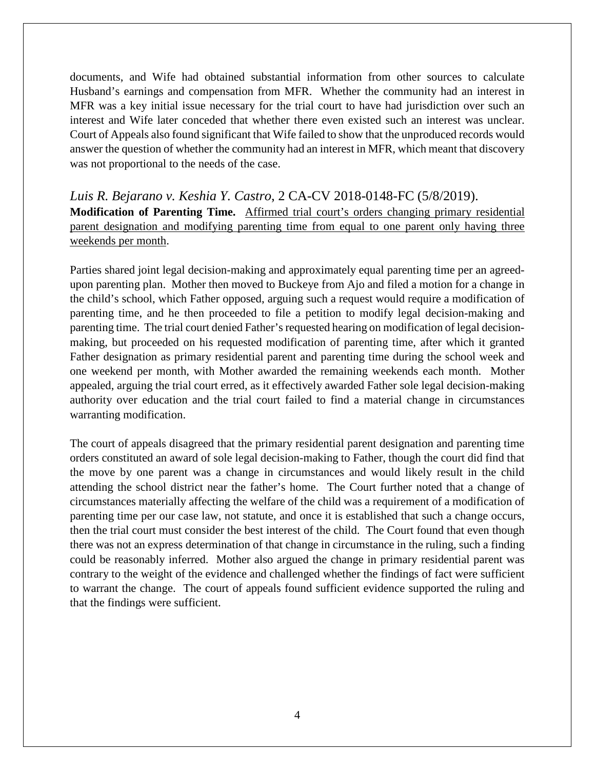documents, and Wife had obtained substantial information from other sources to calculate Husband's earnings and compensation from MFR. Whether the community had an interest in MFR was a key initial issue necessary for the trial court to have had jurisdiction over such an interest and Wife later conceded that whether there even existed such an interest was unclear. Court of Appeals also found significant that Wife failed to show that the unproduced records would answer the question of whether the community had an interest in MFR, which meant that discovery was not proportional to the needs of the case.

### *Luis R. Bejarano v. Keshia Y. Castro*, 2 CA-CV 2018-0148-FC (5/8/2019).

**Modification of Parenting Time.** <u>Affirmed trial court's orders changing primary residential parent designation and modifying parenting time from equal to one parent only having three weekends per month</u>.

Parties shared joint legal decision-making and approximately equal parenting time per an agreed-upon parenting plan. Mother then moved to Buckeye from Ajo and filed a motion for a change in the child's school, which Father opposed, arguing such a request would require a modification of parenting time, and he then proceeded to file a petition to modify legal decision-making and parenting time. The trial court denied Father's requested hearing on modification of legal decision-making, but proceeded on his requested modification of parenting time, after which it granted Father designation as primary residential parent and parenting time during the school week and one weekend per month, with Mother awarded the remaining weekends each month. Mother appealed, arguing the trial court erred, as it effectively awarded Father sole legal decision-making authority over education and the trial court failed to find a material change in circumstances warranting modification.

The court of appeals disagreed that the primary residential parent designation and parenting time orders constituted an award of sole legal decision-making to Father, though the court did find that the move by one parent was a change in circumstances and would likely result in the child attending the school district near the father's home. The Court further noted that a change of circumstances materially affecting the welfare of the child was a requirement of a modification of parenting time per our case law, not statute, and once it is established that such a change occurs, then the trial court must consider the best interest of the child. The Court found that even though there was not an express determination of that change in circumstance in the ruling, such a finding could be reasonably inferred. Mother also argued the change in primary residential parent was contrary to the weight of the evidence and challenged whether the findings of fact were sufficient to warrant the change. The court of appeals found sufficient evidence supported the ruling and that the findings were sufficient.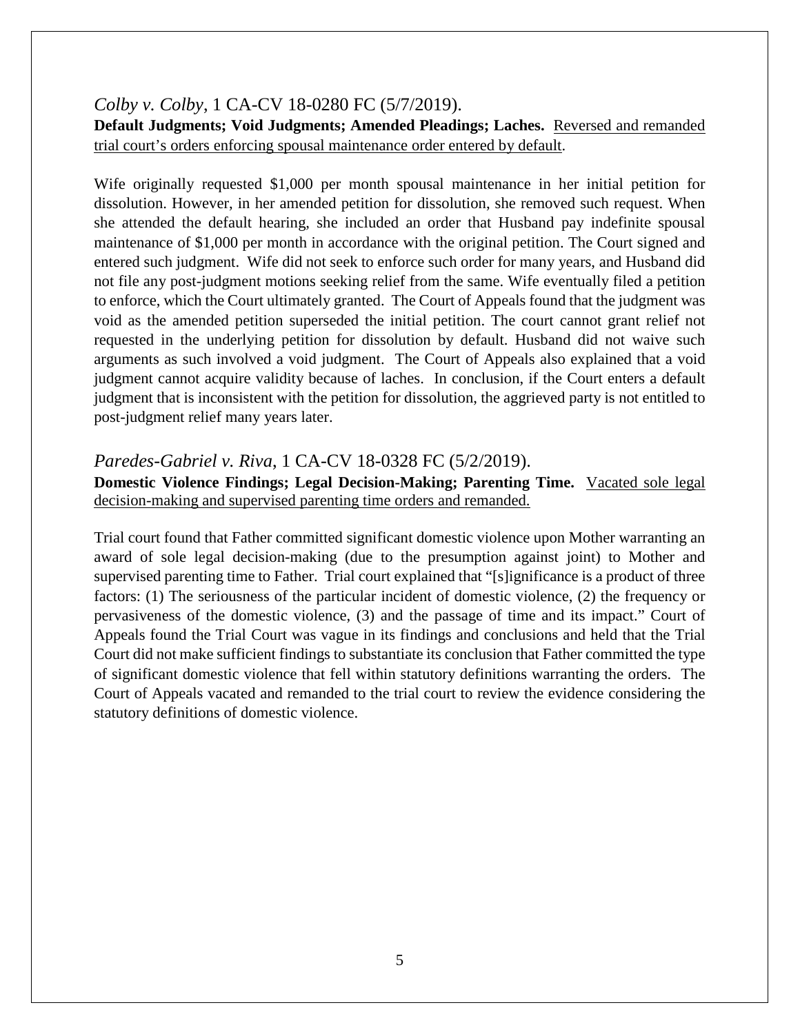*Colby v. Colby*, 1 CA-CV 18-0280 FC (5/7/2019).

**Default Judgments; Void Judgments; Amended Pleadings; Laches.** <u>Reversed and remanded trial court's orders enforcing spousal maintenance order entered by default</u>.

Wife originally requested $1,000 per month spousal maintenance in her initial petition for dissolution. However, in her amended petition for dissolution, she removed such request. When she attended the default hearing, she included an order that Husband pay indefinite spousal maintenance of $1,000 per month in accordance with the original petition. The Court signed and entered such judgment. Wife did not seek to enforce such order for many years, and Husband did not file any post-judgment motions seeking relief from the same. Wife eventually filed a petition to enforce, which the Court ultimately granted. The Court of Appeals found that the judgment was void as the amended petition superseded the initial petition. The court cannot grant relief not requested in the underlying petition for dissolution by default. Husband did not waive such arguments as such involved a void judgment. The Court of Appeals also explained that a void judgment cannot acquire validity because of laches. In conclusion, if the Court enters a default judgment that is inconsistent with the petition for dissolution, the aggrieved party is not entitled to post-judgment relief many years later.

*Paredes-Gabriel v. Riva*, 1 CA-CV 18-0328 FC (5/2/2019).

**Domestic Violence Findings; Legal Decision-Making; Parenting Time.** <u>Vacated sole legal decision-making and supervised parenting time orders and remanded.</u>

Trial court found that Father committed significant domestic violence upon Mother warranting an award of sole legal decision-making (due to the presumption against joint) to Mother and supervised parenting time to Father. Trial court explained that "[s]ignificance is a product of three factors: (1) The seriousness of the particular incident of domestic violence, (2) the frequency or pervasiveness of the domestic violence, (3) and the passage of time and its impact." Court of Appeals found the Trial Court was vague in its findings and conclusions and held that the Trial Court did not make sufficient findings to substantiate its conclusion that Father committed the type of significant domestic violence that fell within statutory definitions warranting the orders. The Court of Appeals vacated and remanded to the trial court to review the evidence considering the statutory definitions of domestic violence.